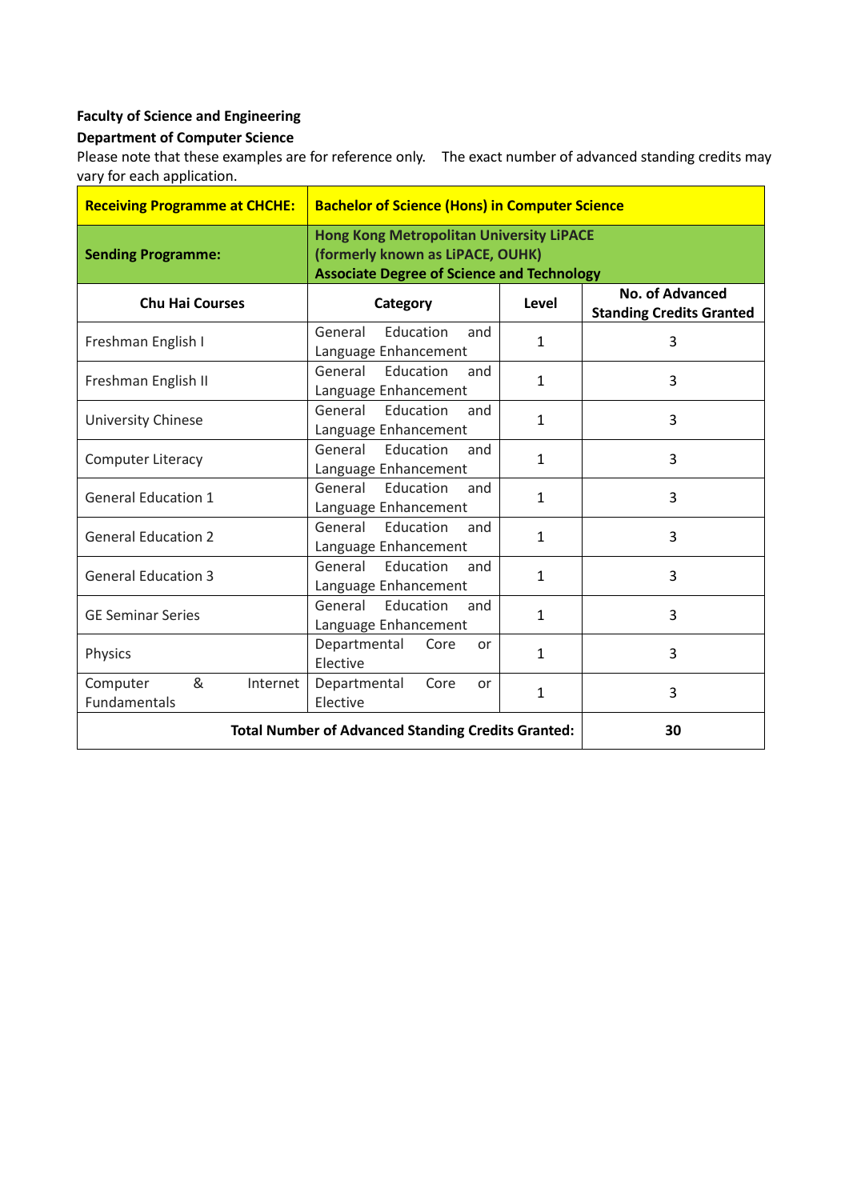**Faculty of Science and Engineering**

**Department of Computer Science**

Please note that these examples are for reference only. The exact number of advanced standing credits may vary for each application.

| **Receiving Programme at CHCHE:** | **Bachelor of Science (Hons) in Computer Science** | | |
|---|---|---|---|
| **Sending Programme:** | **Hong Kong Metropolitan University LiPACE (formerly known as LiPACE, OUHK) Associate Degree of Science and Technology** | | |
| **Chu Hai Courses** | **Category** | **Level** | **No. of Advanced Standing Credits Granted** |
| Freshman English I | General Education and Language Enhancement | 1 | 3 |
| Freshman English II | General Education and Language Enhancement | 1 | 3 |
| University Chinese | General Education and Language Enhancement | 1 | 3 |
| Computer Literacy | General Education and Language Enhancement | 1 | 3 |
| General Education 1 | General Education and Language Enhancement | 1 | 3 |
| General Education 2 | General Education and Language Enhancement | 1 | 3 |
| General Education 3 | General Education and Language Enhancement | 1 | 3 |
| GE Seminar Series | General Education and Language Enhancement | 1 | 3 |
| Physics | Departmental Core or Elective | 1 | 3 |
| Computer & Internet Fundamentals | Departmental Core or Elective | 1 | 3 |
| **Total Number of Advanced Standing Credits Granted:** | | | **30** |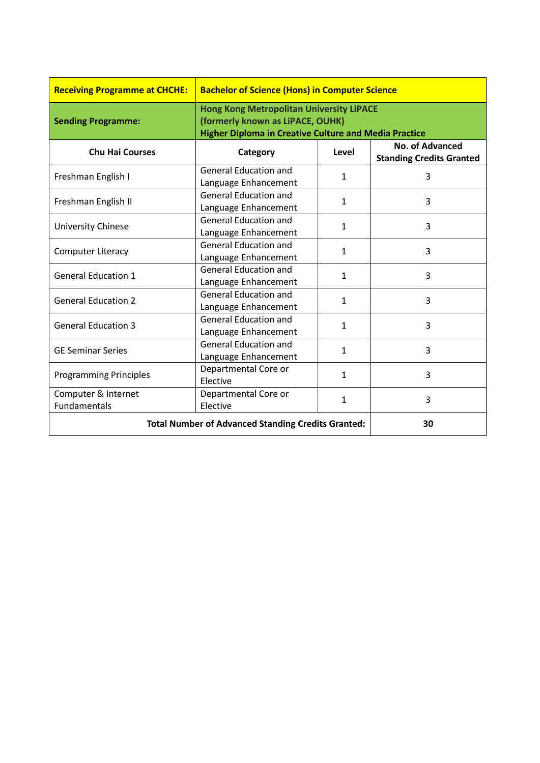| **Receiving Programme at CHCHE:** | **Bachelor of Science (Hons) in Computer Science** | | |
|---|---|---|---|
| **Sending Programme:** | **Hong Kong Metropolitan University LiPACE (formerly known as LiPACE, OUHK) Higher Diploma in Creative Culture and Media Practice** | | |
| **Chu Hai Courses** | **Category** | **Level** | **No. of Advanced Standing Credits Granted** |
| Freshman English I | General Education and Language Enhancement | 1 | 3 |
| Freshman English II | General Education and Language Enhancement | 1 | 3 |
| University Chinese | General Education and Language Enhancement | 1 | 3 |
| Computer Literacy | General Education and Language Enhancement | 1 | 3 |
| General Education 1 | General Education and Language Enhancement | 1 | 3 |
| General Education 2 | General Education and Language Enhancement | 1 | 3 |
| General Education 3 | General Education and Language Enhancement | 1 | 3 |
| GE Seminar Series | General Education and Language Enhancement | 1 | 3 |
| Programming Principles | Departmental Core or Elective | 1 | 3 |
| Computer & Internet Fundamentals | Departmental Core or Elective | 1 | 3 |
| **Total Number of Advanced Standing Credits Granted:** | | | **30** |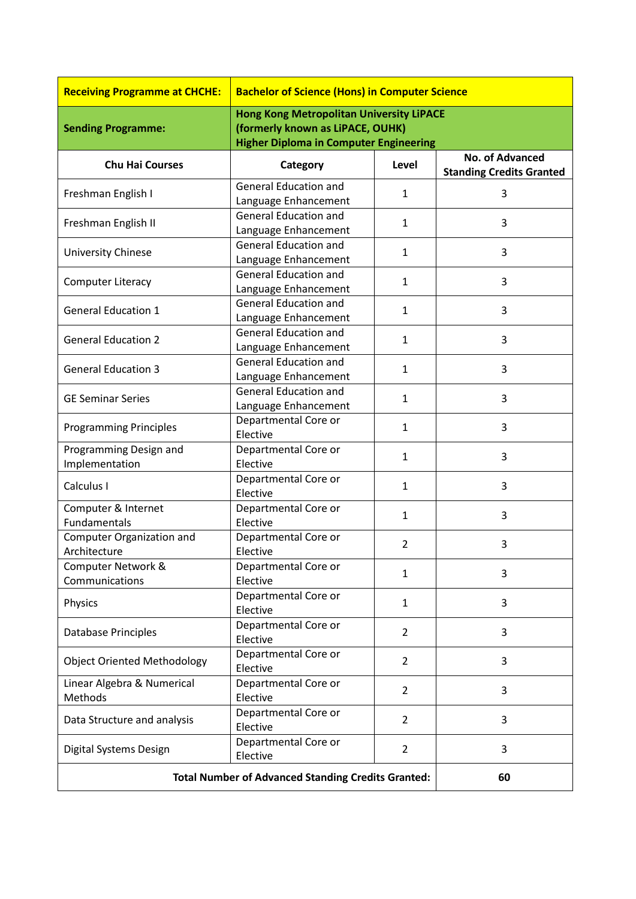| **Receiving Programme at CHCHE:** | **Bachelor of Science (Hons) in Computer Science** | | |
|---|---|---|---|
| **Sending Programme:** | **Hong Kong Metropolitan University LiPACE (formerly known as LiPACE, OUHK) Higher Diploma in Computer Engineering** | | |
| **Chu Hai Courses** | **Category** | **Level** | **No. of Advanced Standing Credits Granted** |
| Freshman English I | General Education and Language Enhancement | 1 | 3 |
| Freshman English II | General Education and Language Enhancement | 1 | 3 |
| University Chinese | General Education and Language Enhancement | 1 | 3 |
| Computer Literacy | General Education and Language Enhancement | 1 | 3 |
| General Education 1 | General Education and Language Enhancement | 1 | 3 |
| General Education 2 | General Education and Language Enhancement | 1 | 3 |
| General Education 3 | General Education and Language Enhancement | 1 | 3 |
| GE Seminar Series | General Education and Language Enhancement | 1 | 3 |
| Programming Principles | Departmental Core or Elective | 1 | 3 |
| Programming Design and Implementation | Departmental Core or Elective | 1 | 3 |
| Calculus I | Departmental Core or Elective | 1 | 3 |
| Computer & Internet Fundamentals | Departmental Core or Elective | 1 | 3 |
| Computer Organization and Architecture | Departmental Core or Elective | 2 | 3 |
| Computer Network & Communications | Departmental Core or Elective | 1 | 3 |
| Physics | Departmental Core or Elective | 1 | 3 |
| Database Principles | Departmental Core or Elective | 2 | 3 |
| Object Oriented Methodology | Departmental Core or Elective | 2 | 3 |
| Linear Algebra & Numerical Methods | Departmental Core or Elective | 2 | 3 |
| Data Structure and analysis | Departmental Core or Elective | 2 | 3 |
| Digital Systems Design | Departmental Core or Elective | 2 | 3 |
| **Total Number of Advanced Standing Credits Granted:** | | | **60** |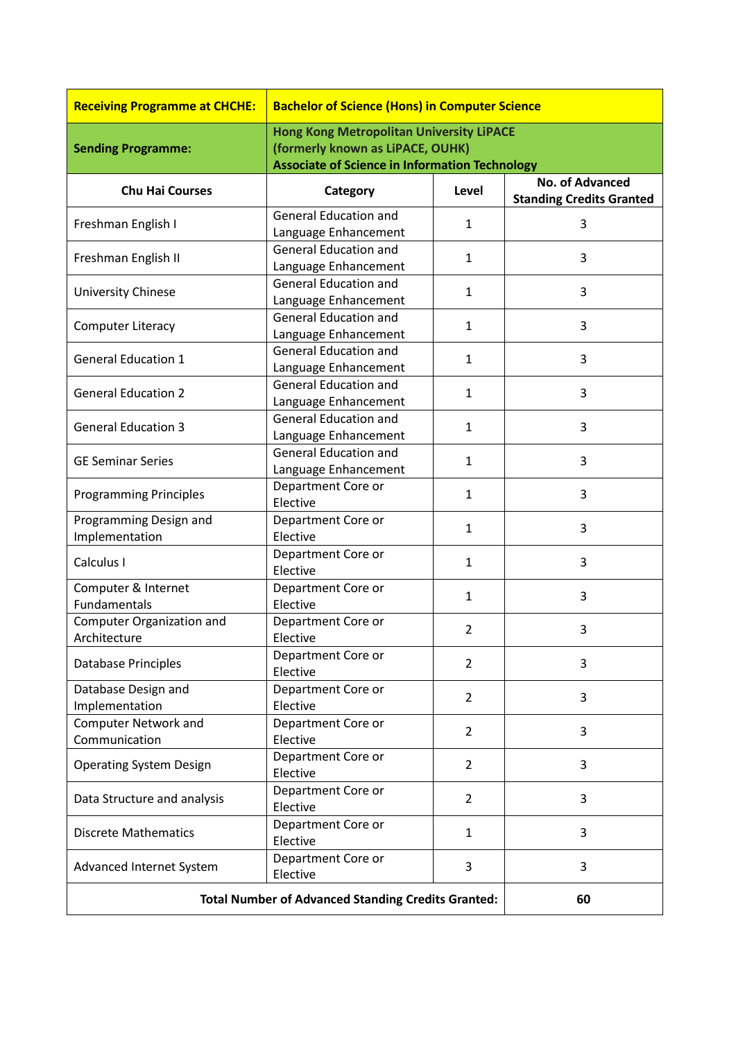| **Receiving Programme at CHCHE:** | **Bachelor of Science (Hons) in Computer Science** | | |
|---|---|---|---|
| **Sending Programme:** | **Hong Kong Metropolitan University LiPACE (formerly known as LiPACE, OUHK) Associate of Science in Information Technology** | | |
| **Chu Hai Courses** | **Category** | **Level** | **No. of Advanced Standing Credits Granted** |
| Freshman English I | General Education and Language Enhancement | 1 | 3 |
| Freshman English II | General Education and Language Enhancement | 1 | 3 |
| University Chinese | General Education and Language Enhancement | 1 | 3 |
| Computer Literacy | General Education and Language Enhancement | 1 | 3 |
| General Education 1 | General Education and Language Enhancement | 1 | 3 |
| General Education 2 | General Education and Language Enhancement | 1 | 3 |
| General Education 3 | General Education and Language Enhancement | 1 | 3 |
| GE Seminar Series | General Education and Language Enhancement | 1 | 3 |
| Programming Principles | Department Core or Elective | 1 | 3 |
| Programming Design and Implementation | Department Core or Elective | 1 | 3 |
| Calculus I | Department Core or Elective | 1 | 3 |
| Computer & Internet Fundamentals | Department Core or Elective | 1 | 3 |
| Computer Organization and Architecture | Department Core or Elective | 2 | 3 |
| Database Principles | Department Core or Elective | 2 | 3 |
| Database Design and Implementation | Department Core or Elective | 2 | 3 |
| Computer Network and Communication | Department Core or Elective | 2 | 3 |
| Operating System Design | Department Core or Elective | 2 | 3 |
| Data Structure and analysis | Department Core or Elective | 2 | 3 |
| Discrete Mathematics | Department Core or Elective | 1 | 3 |
| Advanced Internet System | Department Core or Elective | 3 | 3 |
| **Total Number of Advanced Standing Credits Granted:** | | | **60** |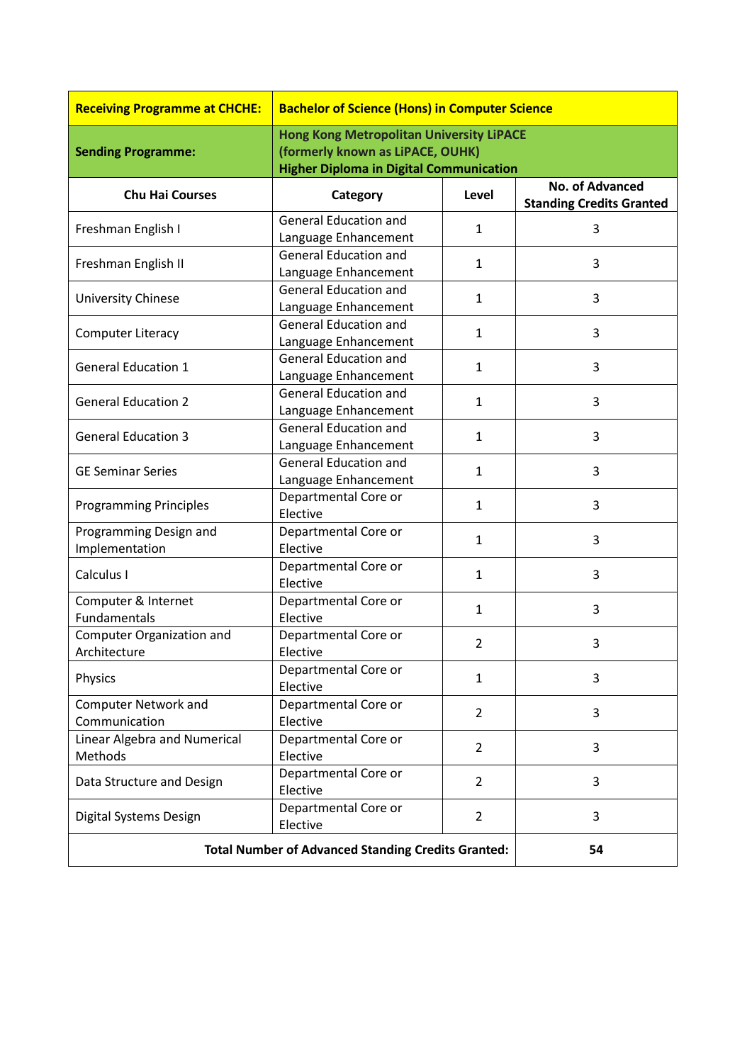| **Receiving Programme at CHCHE:** | **Bachelor of Science (Hons) in Computer Science** | | |
|---|---|---|---|
| **Sending Programme:** | **Hong Kong Metropolitan University LiPACE (formerly known as LiPACE, OUHK) Higher Diploma in Digital Communication** | | |
| **Chu Hai Courses** | **Category** | **Level** | **No. of Advanced Standing Credits Granted** |
| Freshman English I | General Education and Language Enhancement | 1 | 3 |
| Freshman English II | General Education and Language Enhancement | 1 | 3 |
| University Chinese | General Education and Language Enhancement | 1 | 3 |
| Computer Literacy | General Education and Language Enhancement | 1 | 3 |
| General Education 1 | General Education and Language Enhancement | 1 | 3 |
| General Education 2 | General Education and Language Enhancement | 1 | 3 |
| General Education 3 | General Education and Language Enhancement | 1 | 3 |
| GE Seminar Series | General Education and Language Enhancement | 1 | 3 |
| Programming Principles | Departmental Core or Elective | 1 | 3 |
| Programming Design and Implementation | Departmental Core or Elective | 1 | 3 |
| Calculus I | Departmental Core or Elective | 1 | 3 |
| Computer & Internet Fundamentals | Departmental Core or Elective | 1 | 3 |
| Computer Organization and Architecture | Departmental Core or Elective | 2 | 3 |
| Physics | Departmental Core or Elective | 1 | 3 |
| Computer Network and Communication | Departmental Core or Elective | 2 | 3 |
| Linear Algebra and Numerical Methods | Departmental Core or Elective | 2 | 3 |
| Data Structure and Design | Departmental Core or Elective | 2 | 3 |
| Digital Systems Design | Departmental Core or Elective | 2 | 3 |
| **Total Number of Advanced Standing Credits Granted:** | | | **54** |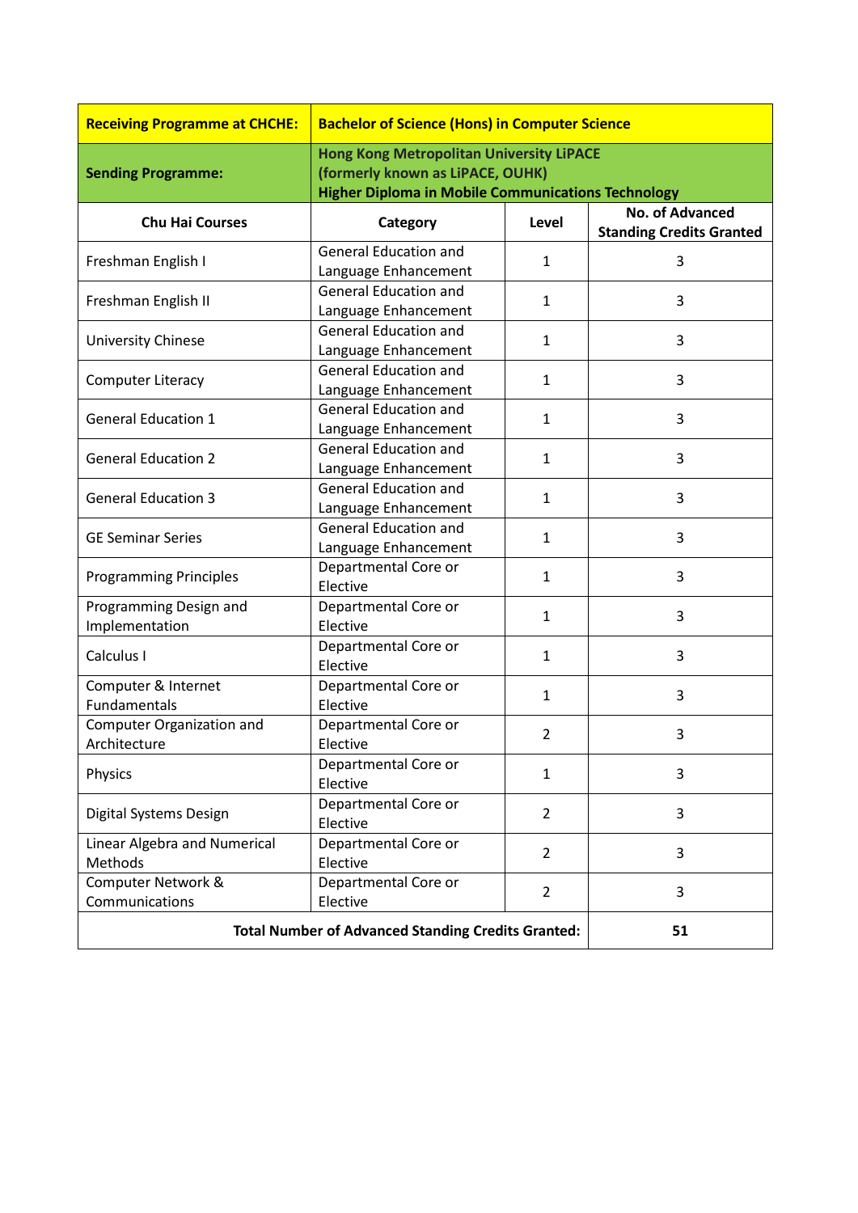| **Receiving Programme at CHCHE:** | **Bachelor of Science (Hons) in Computer Science** | | |
|---|---|---|---|
| **Sending Programme:** | **Hong Kong Metropolitan University LiPACE (formerly known as LiPACE, OUHK) Higher Diploma in Mobile Communications Technology** | | |
| **Chu Hai Courses** | **Category** | **Level** | **No. of Advanced Standing Credits Granted** |
| Freshman English I | General Education and Language Enhancement | 1 | 3 |
| Freshman English II | General Education and Language Enhancement | 1 | 3 |
| University Chinese | General Education and Language Enhancement | 1 | 3 |
| Computer Literacy | General Education and Language Enhancement | 1 | 3 |
| General Education 1 | General Education and Language Enhancement | 1 | 3 |
| General Education 2 | General Education and Language Enhancement | 1 | 3 |
| General Education 3 | General Education and Language Enhancement | 1 | 3 |
| GE Seminar Series | General Education and Language Enhancement | 1 | 3 |
| Programming Principles | Departmental Core or Elective | 1 | 3 |
| Programming Design and Implementation | Departmental Core or Elective | 1 | 3 |
| Calculus I | Departmental Core or Elective | 1 | 3 |
| Computer & Internet Fundamentals | Departmental Core or Elective | 1 | 3 |
| Computer Organization and Architecture | Departmental Core or Elective | 2 | 3 |
| Physics | Departmental Core or Elective | 1 | 3 |
| Digital Systems Design | Departmental Core or Elective | 2 | 3 |
| Linear Algebra and Numerical Methods | Departmental Core or Elective | 2 | 3 |
| Computer Network & Communications | Departmental Core or Elective | 2 | 3 |
| **Total Number of Advanced Standing Credits Granted:** | | | **51** |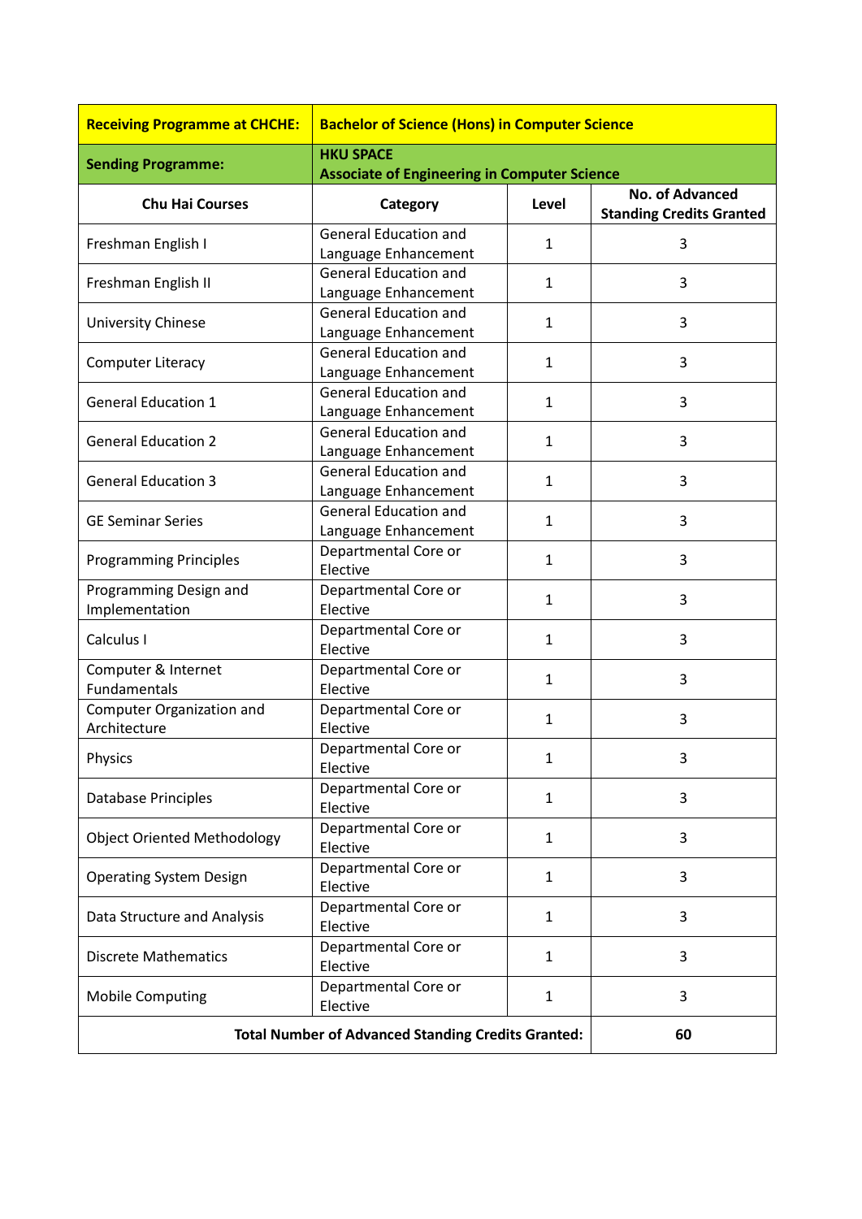| **Receiving Programme at CHCHE:** | **Bachelor of Science (Hons) in Computer Science** | | |
|---|---|---|---|
| **Sending Programme:** | **HKU SPACE Associate of Engineering in Computer Science** | | |
| **Chu Hai Courses** | **Category** | **Level** | **No. of Advanced Standing Credits Granted** |
| Freshman English I | General Education and Language Enhancement | 1 | 3 |
| Freshman English II | General Education and Language Enhancement | 1 | 3 |
| University Chinese | General Education and Language Enhancement | 1 | 3 |
| Computer Literacy | General Education and Language Enhancement | 1 | 3 |
| General Education 1 | General Education and Language Enhancement | 1 | 3 |
| General Education 2 | General Education and Language Enhancement | 1 | 3 |
| General Education 3 | General Education and Language Enhancement | 1 | 3 |
| GE Seminar Series | General Education and Language Enhancement | 1 | 3 |
| Programming Principles | Departmental Core or Elective | 1 | 3 |
| Programming Design and Implementation | Departmental Core or Elective | 1 | 3 |
| Calculus I | Departmental Core or Elective | 1 | 3 |
| Computer & Internet Fundamentals | Departmental Core or Elective | 1 | 3 |
| Computer Organization and Architecture | Departmental Core or Elective | 1 | 3 |
| Physics | Departmental Core or Elective | 1 | 3 |
| Database Principles | Departmental Core or Elective | 1 | 3 |
| Object Oriented Methodology | Departmental Core or Elective | 1 | 3 |
| Operating System Design | Departmental Core or Elective | 1 | 3 |
| Data Structure and Analysis | Departmental Core or Elective | 1 | 3 |
| Discrete Mathematics | Departmental Core or Elective | 1 | 3 |
| Mobile Computing | Departmental Core or Elective | 1 | 3 |
| **Total Number of Advanced Standing Credits Granted:** | | | **60** |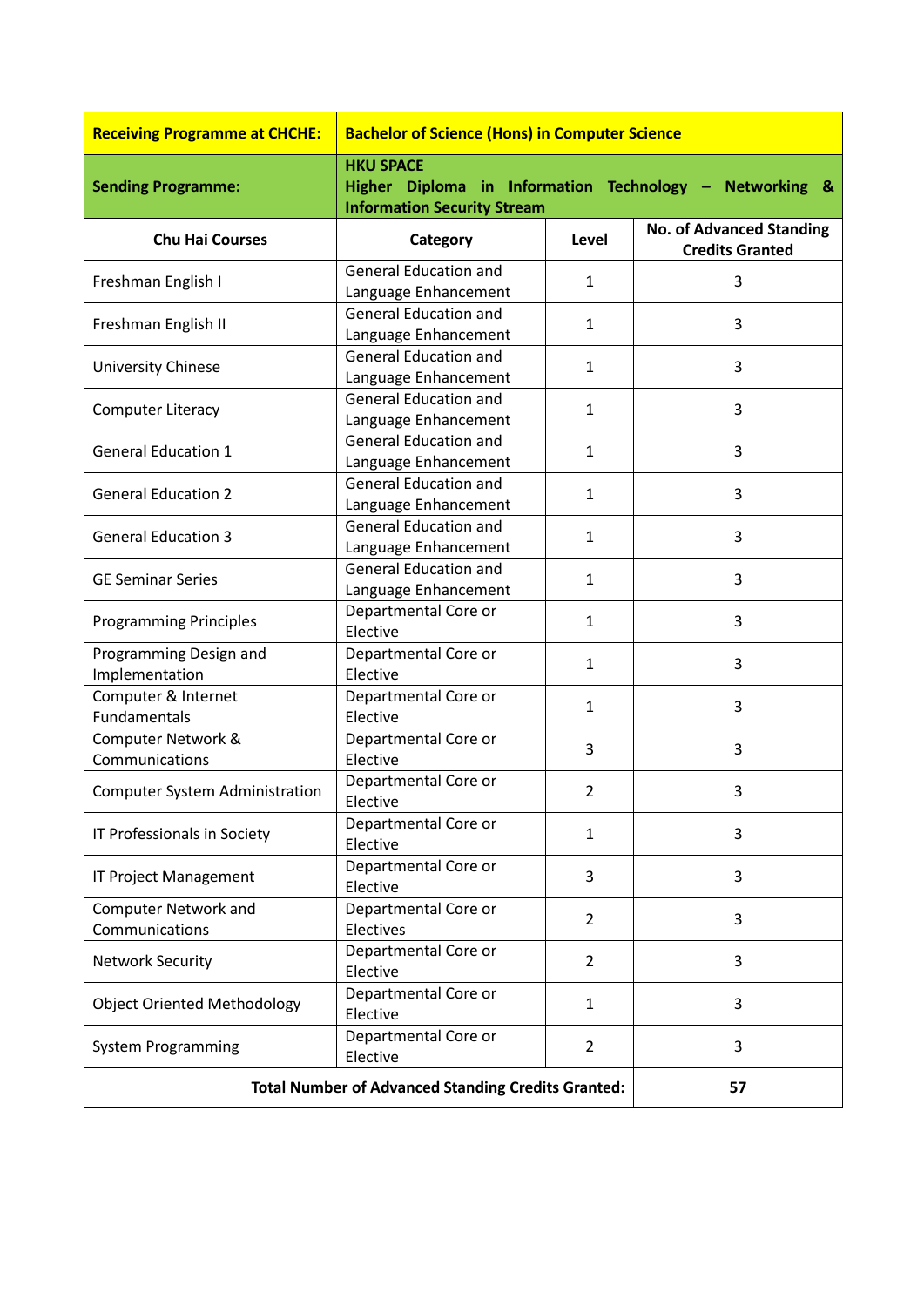| Receiving Programme at CHCHE: | Bachelor of Science (Hons) in Computer Science | | |
|---|---|---|---|
| Sending Programme: | HKU SPACE<br>Higher Diploma in Information Technology – Networking & Information Security Stream | | |
| **Chu Hai Courses** | **Category** | **Level** | **No. of Advanced Standing Credits Granted** |
| Freshman English I | General Education and Language Enhancement | 1 | 3 |
| Freshman English II | General Education and Language Enhancement | 1 | 3 |
| University Chinese | General Education and Language Enhancement | 1 | 3 |
| Computer Literacy | General Education and Language Enhancement | 1 | 3 |
| General Education 1 | General Education and Language Enhancement | 1 | 3 |
| General Education 2 | General Education and Language Enhancement | 1 | 3 |
| General Education 3 | General Education and Language Enhancement | 1 | 3 |
| GE Seminar Series | General Education and Language Enhancement | 1 | 3 |
| Programming Principles | Departmental Core or Elective | 1 | 3 |
| Programming Design and Implementation | Departmental Core or Elective | 1 | 3 |
| Computer & Internet Fundamentals | Departmental Core or Elective | 1 | 3 |
| Computer Network & Communications | Departmental Core or Elective | 3 | 3 |
| Computer System Administration | Departmental Core or Elective | 2 | 3 |
| IT Professionals in Society | Departmental Core or Elective | 1 | 3 |
| IT Project Management | Departmental Core or Elective | 3 | 3 |
| Computer Network and Communications | Departmental Core or Electives | 2 | 3 |
| Network Security | Departmental Core or Elective | 2 | 3 |
| Object Oriented Methodology | Departmental Core or Elective | 1 | 3 |
| System Programming | Departmental Core or Elective | 2 | 3 |
| **Total Number of Advanced Standing Credits Granted:** | | | **57** |